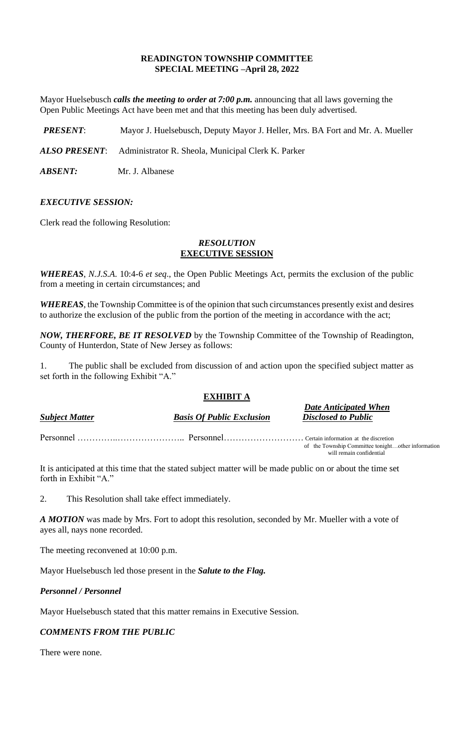**READINGTON TOWNSHIP COMMITTEE**
**SPECIAL MEETING –April 28, 2022**

Mayor Huelsebusch ***calls the meeting to order at 7:00 p.m.*** announcing that all laws governing the Open Public Meetings Act have been met and that this meeting has been duly advertised.

***PRESENT***: Mayor J. Huelsebusch, Deputy Mayor J. Heller, Mrs. BA Fort and Mr. A. Mueller

***ALSO PRESENT***: Administrator R. Sheola, Municipal Clerk K. Parker

***ABSENT:*** Mr. J. Albanese

***EXECUTIVE SESSION:***

Clerk read the following Resolution:

***RESOLUTION***
**EXECUTIVE SESSION**

***WHEREAS***, *N.J.S.A.* 10:4-6 *et seq*., the Open Public Meetings Act, permits the exclusion of the public from a meeting in certain circumstances; and

***WHEREAS***, the Township Committee is of the opinion that such circumstances presently exist and desires to authorize the exclusion of the public from the portion of the meeting in accordance with the act;

***NOW, THERFORE, BE IT RESOLVED*** by the Township Committee of the Township of Readington, County of Hunterdon, State of New Jersey as follows:

1. The public shall be excluded from discussion of and action upon the specified subject matter as set forth in the following Exhibit "A."

**EXHIBIT A**

| ***Subject Matter*** | ***Basis Of Public Exclusion*** | ***Date Anticipated When Disclosed to Public*** |
|---|---|---|
| Personnel ……………..………………….. | Personnel……………………… | Certain information at the discretion of the Township Committee tonight…other information will remain confidential |

It is anticipated at this time that the stated subject matter will be made public on or about the time set forth in Exhibit "A."

2. This Resolution shall take effect immediately.

***A MOTION*** was made by Mrs. Fort to adopt this resolution, seconded by Mr. Mueller with a vote of ayes all, nays none recorded.

The meeting reconvened at 10:00 p.m.

Mayor Huelsebusch led those present in the ***Salute to the Flag.***

***Personnel / Personnel***

Mayor Huelsebusch stated that this matter remains in Executive Session.

***COMMENTS FROM THE PUBLIC***

There were none.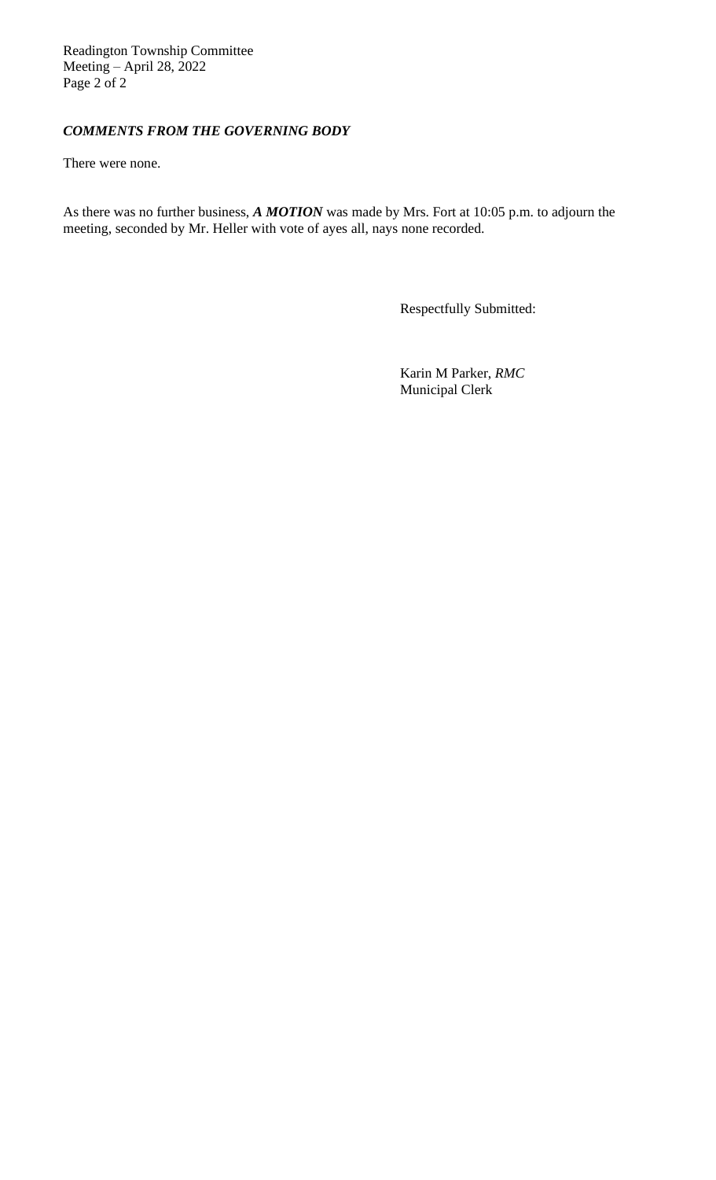***COMMENTS FROM THE GOVERNING BODY***

There were none.

As there was no further business, ***A MOTION*** was made by Mrs. Fort at 10:05 p.m. to adjourn the meeting, seconded by Mr. Heller with vote of ayes all, nays none recorded.

Respectfully Submitted:

Karin M Parker, *RMC*
Municipal Clerk